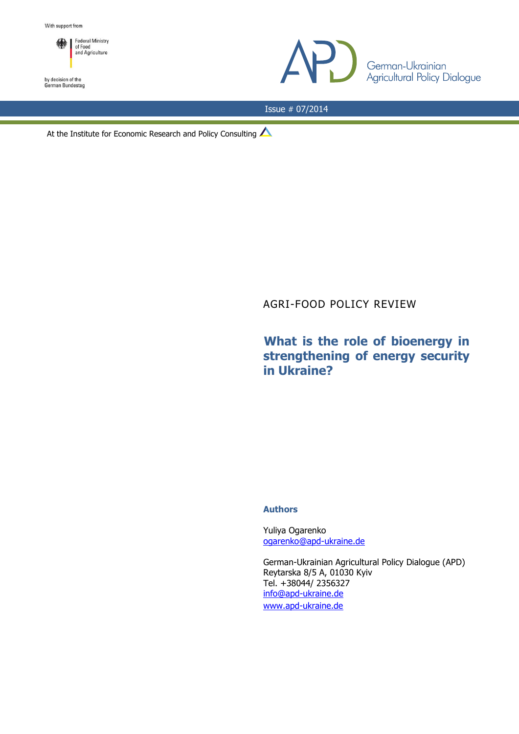With support from

Federal Ministry of Food and Agriculture

by decision of the German Bundestag

German-Ukrainian Agricultural Policy Dialogue

Issue # 07/2014

At the Institute for Economic Research and Policy Consulting

AGRI-FOOD POLICY REVIEW

# What is the role of bioenergy in strengthening of energy security in Ukraine?

**Authors**

Yuliya Ogarenko
ogarenko@apd-ukraine.de

German-Ukrainian Agricultural Policy Dialogue (APD)
Reytarska 8/5 A, 01030 Kyiv
Tel. +38044/ 2356327
info@apd-ukraine.de
www.apd-ukraine.de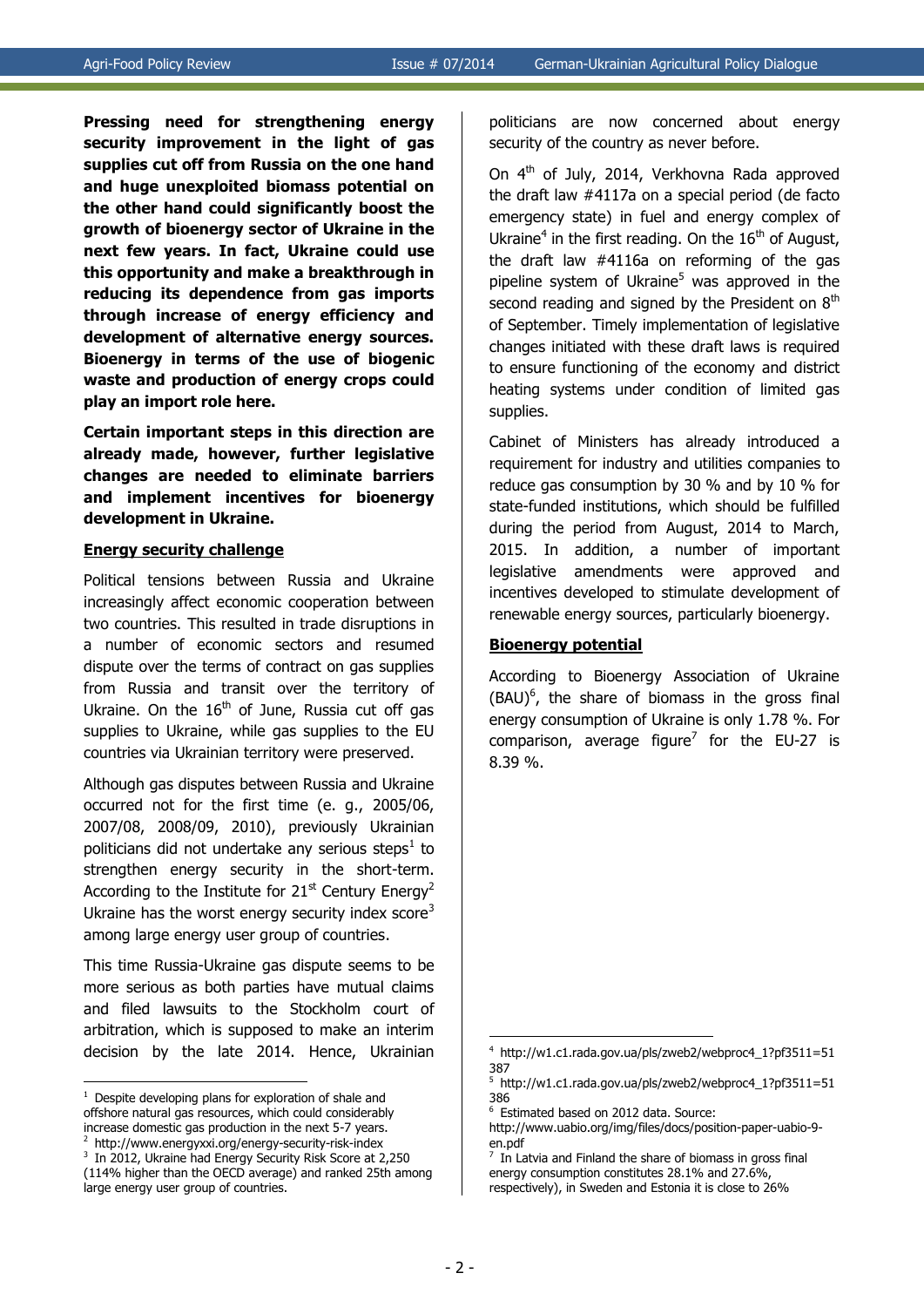**Pressing need for strengthening energy security improvement in the light of gas supplies cut off from Russia on the one hand and huge unexploited biomass potential on the other hand could significantly boost the growth of bioenergy sector of Ukraine in the next few years. In fact, Ukraine could use this opportunity and make a breakthrough in reducing its dependence from gas imports through increase of energy efficiency and development of alternative energy sources. Bioenergy in terms of the use of biogenic waste and production of energy crops could play an import role here.**

**Certain important steps in this direction are already made, however, further legislative changes are needed to eliminate barriers and implement incentives for bioenergy development in Ukraine.**

## Energy security challenge

Political tensions between Russia and Ukraine increasingly affect economic cooperation between two countries. This resulted in trade disruptions in a number of economic sectors and resumed dispute over the terms of contract on gas supplies from Russia and transit over the territory of Ukraine. On the 16th of June, Russia cut off gas supplies to Ukraine, while gas supplies to the EU countries via Ukrainian territory were preserved.

Although gas disputes between Russia and Ukraine occurred not for the first time (e. g., 2005/06, 2007/08, 2008/09, 2010), previously Ukrainian politicians did not undertake any serious steps[1] to strengthen energy security in the short-term. According to the Institute for 21st Century Energy[2] Ukraine has the worst energy security index score[3] among large energy user group of countries.

This time Russia-Ukraine gas dispute seems to be more serious as both parties have mutual claims and filed lawsuits to the Stockholm court of arbitration, which is supposed to make an interim decision by the late 2014. Hence, Ukrainian politicians are now concerned about energy security of the country as never before.

On 4th of July, 2014, Verkhovna Rada approved the draft law #4117a on a special period (de facto emergency state) in fuel and energy complex of Ukraine[4] in the first reading. On the 16th of August, the draft law #4116a on reforming of the gas pipeline system of Ukraine[5] was approved in the second reading and signed by the President on 8th of September. Timely implementation of legislative changes initiated with these draft laws is required to ensure functioning of the economy and district heating systems under condition of limited gas supplies.

Cabinet of Ministers has already introduced a requirement for industry and utilities companies to reduce gas consumption by 30 % and by 10 % for state-funded institutions, which should be fulfilled during the period from August, 2014 to March, 2015. In addition, a number of important legislative amendments were approved and incentives developed to stimulate development of renewable energy sources, particularly bioenergy.

## Bioenergy potential

According to Bioenergy Association of Ukraine (BAU)[6], the share of biomass in the gross final energy consumption of Ukraine is only 1.78 %. For comparison, average figure[7] for the EU-27 is 8.39 %.

---

[1] Despite developing plans for exploration of shale and offshore natural gas resources, which could considerably increase domestic gas production in the next 5-7 years.

[2] http://www.energyxxi.org/energy-security-risk-index

[3] In 2012, Ukraine had Energy Security Risk Score at 2,250 (114% higher than the OECD average) and ranked 25th among large energy user group of countries.

[4] http://w1.c1.rada.gov.ua/pls/zweb2/webproc4_1?pf3511=51387

[5] http://w1.c1.rada.gov.ua/pls/zweb2/webproc4_1?pf3511=51386

[6] Estimated based on 2012 data. Source: http://www.uabio.org/img/files/docs/position-paper-uabio-9-en.pdf

[7] In Latvia and Finland the share of biomass in gross final energy consumption constitutes 28.1% and 27.6%, respectively), in Sweden and Estonia it is close to 26%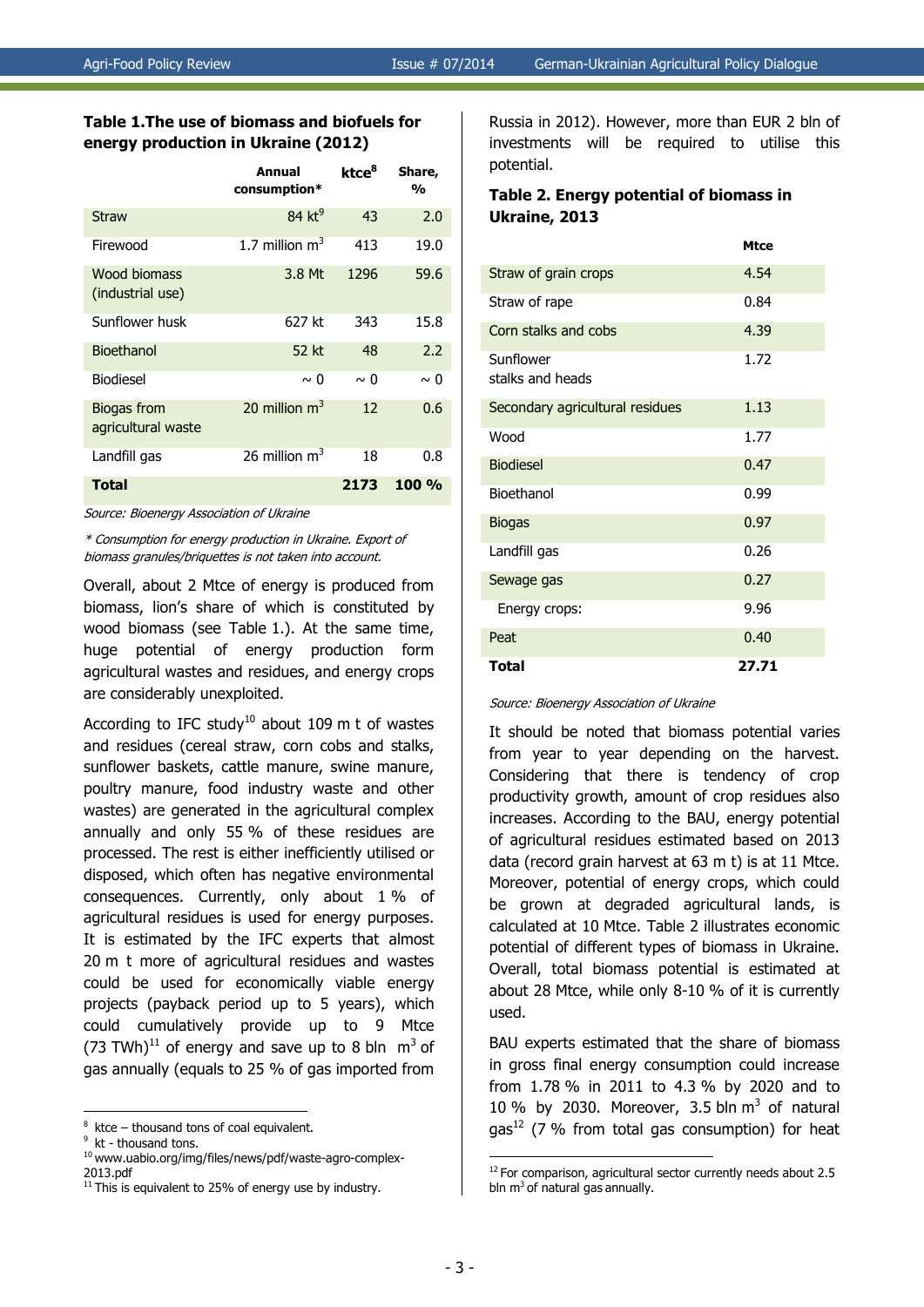**Table 1.The use of biomass and biofuels for energy production in Ukraine (2012)**

| | Annual consumption* | ktce[8] | Share, % |
|---|---|---|---|
| Straw | 84 kt[9] | 43 | 2.0 |
| Firewood | 1.7 million $m^3$ | 413 | 19.0 |
| Wood biomass (industrial use) | 3.8 Mt | 1296 | 59.6 |
| Sunflower husk | 627 kt | 343 | 15.8 |
| Bioethanol | 52 kt | 48 | 2.2 |
| Biodiesel | ~ 0 | ~ 0 | ~ 0 |
| Biogas from agricultural waste | 20 million $m^3$ | 12 | 0.6 |
| Landfill gas | 26 million $m^3$ | 18 | 0.8 |
| **Total** | | **2173** | **100 %** |

*Source: Bioenergy Association of Ukraine*

*\* Consumption for energy production in Ukraine. Export of biomass granules/briquettes is not taken into account.*

Overall, about 2 Mtce of energy is produced from biomass, lion's share of which is constituted by wood biomass (see Table 1.). At the same time, huge potential of energy production form agricultural wastes and residues, and energy crops are considerably unexploited.

According to IFC study[10] about 109 m t of wastes and residues (cereal straw, corn cobs and stalks, sunflower baskets, cattle manure, swine manure, poultry manure, food industry waste and other wastes) are generated in the agricultural complex annually and only 55 % of these residues are processed. The rest is either inefficiently utilised or disposed, which often has negative environmental consequences. Currently, only about 1 % of agricultural residues is used for energy purposes. It is estimated by the IFC experts that almost 20 m t more of agricultural residues and wastes could be used for economically viable energy projects (payback period up to 5 years), which could cumulatively provide up to 9 Mtce (73 TWh)[11] of energy and save up to 8 bln $m^3$ of gas annually (equals to 25 % of gas imported from Russia in 2012). However, more than EUR 2 bln of investments will be required to utilise this potential.

**Table 2. Energy potential of biomass in Ukraine, 2013**

| | Mtce |
|---|---|
| Straw of grain crops | 4.54 |
| Straw of rape | 0.84 |
| Corn stalks and cobs | 4.39 |
| Sunflower stalks and heads | 1.72 |
| Secondary agricultural residues | 1.13 |
| Wood | 1.77 |
| Biodiesel | 0.47 |
| Bioethanol | 0.99 |
| Biogas | 0.97 |
| Landfill gas | 0.26 |
| Sewage gas | 0.27 |
| Energy crops: | 9.96 |
| Peat | 0.40 |
| **Total** | **27.71** |

*Source: Bioenergy Association of Ukraine*

It should be noted that biomass potential varies from year to year depending on the harvest. Considering that there is tendency of crop productivity growth, amount of crop residues also increases. According to the BAU, energy potential of agricultural residues estimated based on 2013 data (record grain harvest at 63 m t) is at 11 Mtce. Moreover, potential of energy crops, which could be grown at degraded agricultural lands, is calculated at 10 Mtce. Table 2 illustrates economic potential of different types of biomass in Ukraine. Overall, total biomass potential is estimated at about 28 Mtce, while only 8-10 % of it is currently used.

BAU experts estimated that the share of biomass in gross final energy consumption could increase from 1.78 % in 2011 to 4.3 % by 2020 and to 10 % by 2030. Moreover, 3.5 bln $m^3$ of natural gas[12] (7 % from total gas consumption) for heat

---

[8] ktce – thousand tons of coal equivalent.
[9] kt - thousand tons.
[10] www.uabio.org/img/files/news/pdf/waste-agro-complex-2013.pdf
[11] This is equivalent to 25% of energy use by industry.
[12] For comparison, agricultural sector currently needs about 2.5 bln $m^3$ of natural gas annually.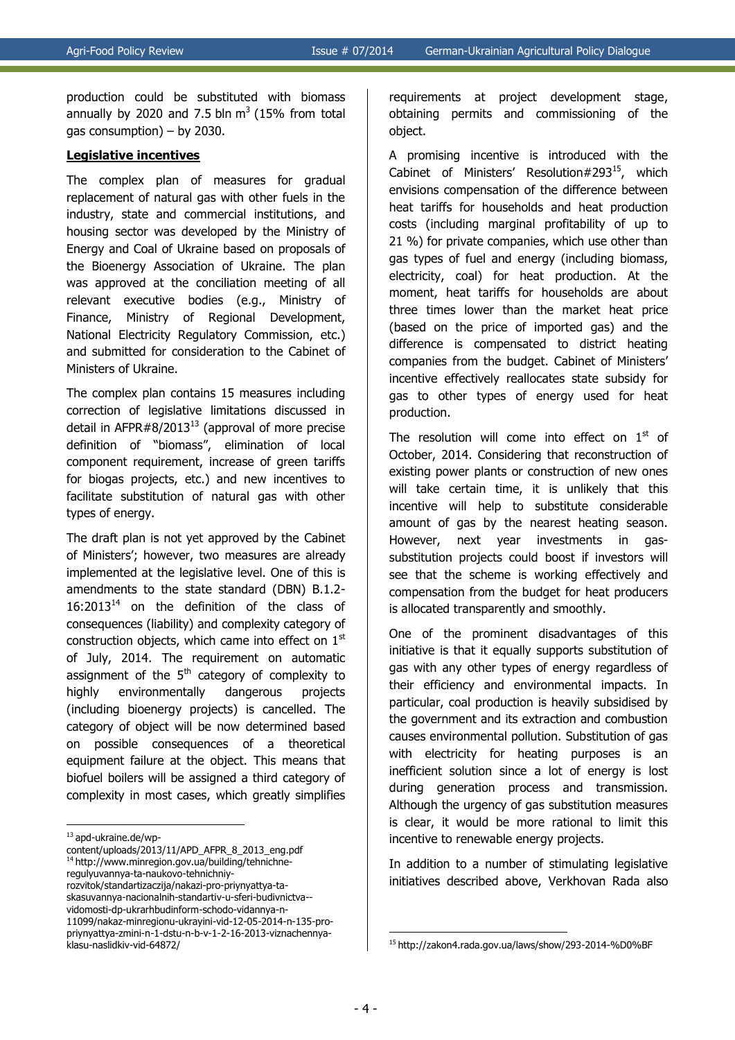production could be substituted with biomass annually by 2020 and 7.5 bln $m^3$ (15% from total gas consumption) – by 2030.

**Legislative incentives**

The complex plan of measures for gradual replacement of natural gas with other fuels in the industry, state and commercial institutions, and housing sector was developed by the Ministry of Energy and Coal of Ukraine based on proposals of the Bioenergy Association of Ukraine. The plan was approved at the conciliation meeting of all relevant executive bodies (e.g., Ministry of Finance, Ministry of Regional Development, National Electricity Regulatory Commission, etc.) and submitted for consideration to the Cabinet of Ministers of Ukraine.

The complex plan contains 15 measures including correction of legislative limitations discussed in detail in AFPR#8/2013[13] (approval of more precise definition of "biomass", elimination of local component requirement, increase of green tariffs for biogas projects, etc.) and new incentives to facilitate substitution of natural gas with other types of energy.

The draft plan is not yet approved by the Cabinet of Ministers'; however, two measures are already implemented at the legislative level. One of this is amendments to the state standard (DBN) B.1.2-16:2013[14] on the definition of the class of consequences (liability) and complexity category of construction objects, which came into effect on 1st of July, 2014. The requirement on automatic assignment of the 5th category of complexity to highly environmentally dangerous projects (including bioenergy projects) is cancelled. The category of object will be now determined based on possible consequences of a theoretical equipment failure at the object. This means that biofuel boilers will be assigned a third category of complexity in most cases, which greatly simplifies requirements at project development stage, obtaining permits and commissioning of the object.

A promising incentive is introduced with the Cabinet of Ministers' Resolution#293[15], which envisions compensation of the difference between heat tariffs for households and heat production costs (including marginal profitability of up to 21 %) for private companies, which use other than gas types of fuel and energy (including biomass, electricity, coal) for heat production. At the moment, heat tariffs for households are about three times lower than the market heat price (based on the price of imported gas) and the difference is compensated to district heating companies from the budget. Cabinet of Ministers' incentive effectively reallocates state subsidy for gas to other types of energy used for heat production.

The resolution will come into effect on 1st of October, 2014. Considering that reconstruction of existing power plants or construction of new ones will take certain time, it is unlikely that this incentive will help to substitute considerable amount of gas by the nearest heating season. However, next year investments in gas-substitution projects could boost if investors will see that the scheme is working effectively and compensation from the budget for heat producers is allocated transparently and smoothly.

One of the prominent disadvantages of this initiative is that it equally supports substitution of gas with any other types of energy regardless of their efficiency and environmental impacts. In particular, coal production is heavily subsidised by the government and its extraction and combustion causes environmental pollution. Substitution of gas with electricity for heating purposes is an inefficient solution since a lot of energy is lost during generation process and transmission. Although the urgency of gas substitution measures is clear, it would be more rational to limit this incentive to renewable energy projects.

In addition to a number of stimulating legislative initiatives described above, Verkhovan Rada also

---

[13] apd-ukraine.de/wp-content/uploads/2013/11/APD_AFPR_8_2013_eng.pdf

[14] http://www.minregion.gov.ua/building/tehnichne-regulyuvannya-ta-naukovo-tehnichniy-rozvitok/standartizacziya/nakazi-pro-priynyattya-ta-skasuvannya-nacionalnih-standartiv-u-sferi-budivnictva--vidomosti-dp-ukrarhbudinform-schodo-vidannya-n-11099/nakaz-minregionu-ukrayini-vid-12-05-2014-n-135-pro-priynyattya-zmini-n-1-dstu-n-b-v-1-2-16-2013-viznachennya-klasu-naslidkiv-vid-64872/

[15] http://zakon4.rada.gov.ua/laws/show/293-2014-%D0%BF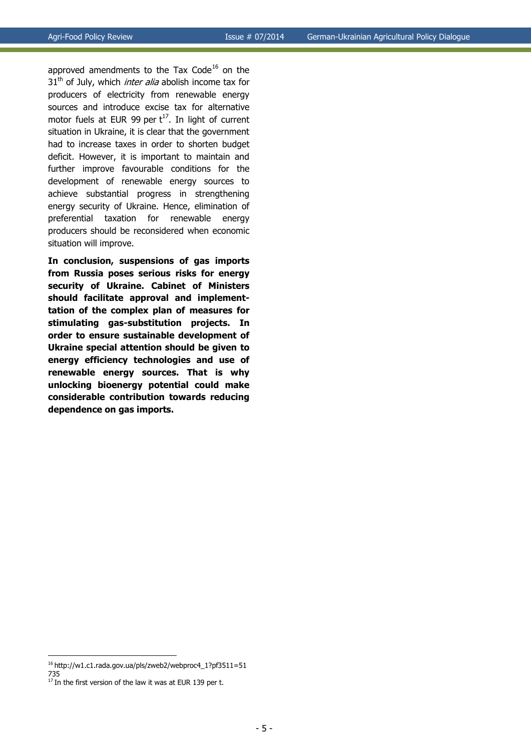approved amendments to the Tax Code[16] on the 31[th] of July, which *inter alia* abolish income tax for producers of electricity from renewable energy sources and introduce excise tax for alternative motor fuels at EUR 99 per t[17]. In light of current situation in Ukraine, it is clear that the government had to increase taxes in order to shorten budget deficit. However, it is important to maintain and further improve favourable conditions for the development of renewable energy sources to achieve substantial progress in strengthening energy security of Ukraine. Hence, elimination of preferential taxation for renewable energy producers should be reconsidered when economic situation will improve.

**In conclusion, suspensions of gas imports from Russia poses serious risks for energy security of Ukraine. Cabinet of Ministers should facilitate approval and implementation of the complex plan of measures for stimulating gas-substitution projects. In order to ensure sustainable development of Ukraine special attention should be given to energy efficiency technologies and use of renewable energy sources. That is why unlocking bioenergy potential could make considerable contribution towards reducing dependence on gas imports.**

---

[16] http://w1.c1.rada.gov.ua/pls/zweb2/webproc4_1?pf3511=51735

[17] In the first version of the law it was at EUR 139 per t.